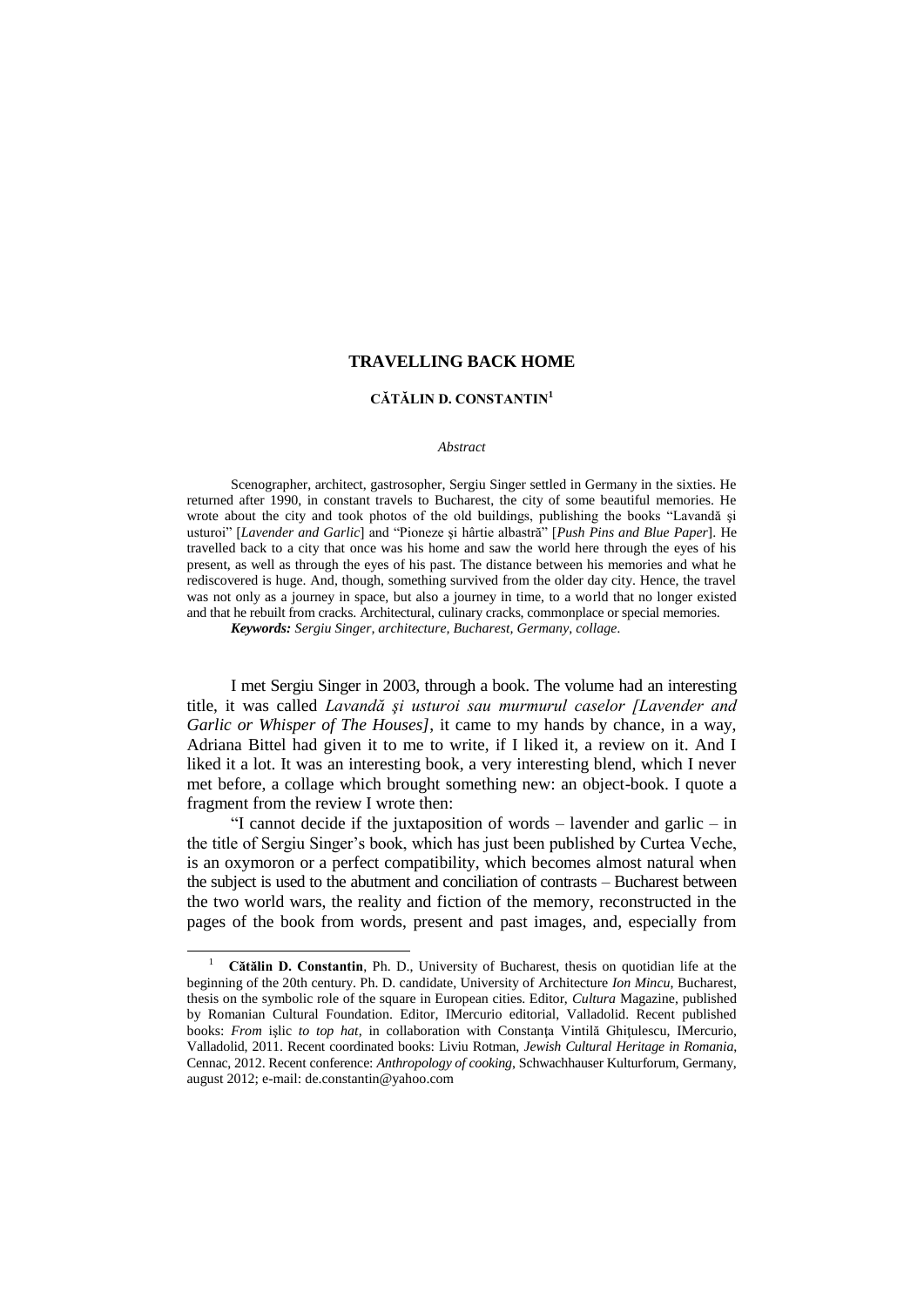# TRAVELLING BACK HOME

**CĂTĂLIN D. CONSTANTIN**[1]

*Abstract*

Scenographer, architect, gastrosopher, Sergiu Singer settled in Germany in the sixties. He returned after 1990, in constant travels to Bucharest, the city of some beautiful memories. He wrote about the city and took photos of the old buildings, publishing the books "Lavandă şi usturoi" [*Lavender and Garlic*] and "Pioneze şi hârtie albastră" [*Push Pins and Blue Paper*]. He travelled back to a city that once was his home and saw the world here through the eyes of his present, as well as through the eyes of his past. The distance between his memories and what he rediscovered is huge. And, though, something survived from the older day city. Hence, the travel was not only as a journey in space, but also a journey in time, to a world that no longer existed and that he rebuilt from cracks. Architectural, culinary cracks, commonplace or special memories.

***Keywords:*** *Sergiu Singer, architecture, Bucharest, Germany, collage*.

I met Sergiu Singer in 2003, through a book. The volume had an interesting title, it was called *Lavandă şi usturoi sau murmurul caselor [Lavender and Garlic or Whisper of The Houses]*, it came to my hands by chance, in a way, Adriana Bittel had given it to me to write, if I liked it, a review on it. And I liked it a lot. It was an interesting book, a very interesting blend, which I never met before, a collage which brought something new: an object-book. I quote a fragment from the review I wrote then:

"I cannot decide if the juxtaposition of words – lavender and garlic – in the title of Sergiu Singer's book, which has just been published by Curtea Veche, is an oxymoron or a perfect compatibility, which becomes almost natural when the subject is used to the abutment and conciliation of contrasts – Bucharest between the two world wars, the reality and fiction of the memory, reconstructed in the pages of the book from words, present and past images, and, especially from

---

[1] **Cătălin D. Constantin**, Ph. D., University of Bucharest, thesis on quotidian life at the beginning of the 20th century. Ph. D. candidate, University of Architecture *Ion Mincu*, Bucharest, thesis on the symbolic role of the square in European cities. Editor, *Cultura* Magazine, published by Romanian Cultural Foundation. Editor, IMercurio editorial, Valladolid. Recent published books: *From* işlic *to top hat*, in collaboration with Constanţa Vintilă Ghiţulescu, IMercurio, Valladolid, 2011. Recent coordinated books: Liviu Rotman, *Jewish Cultural Heritage in Romania*, Cennac, 2012. Recent conference: *Anthropology of cooking*, Schwachhauser Kulturforum, Germany, august 2012; e-mail: de.constantin@yahoo.com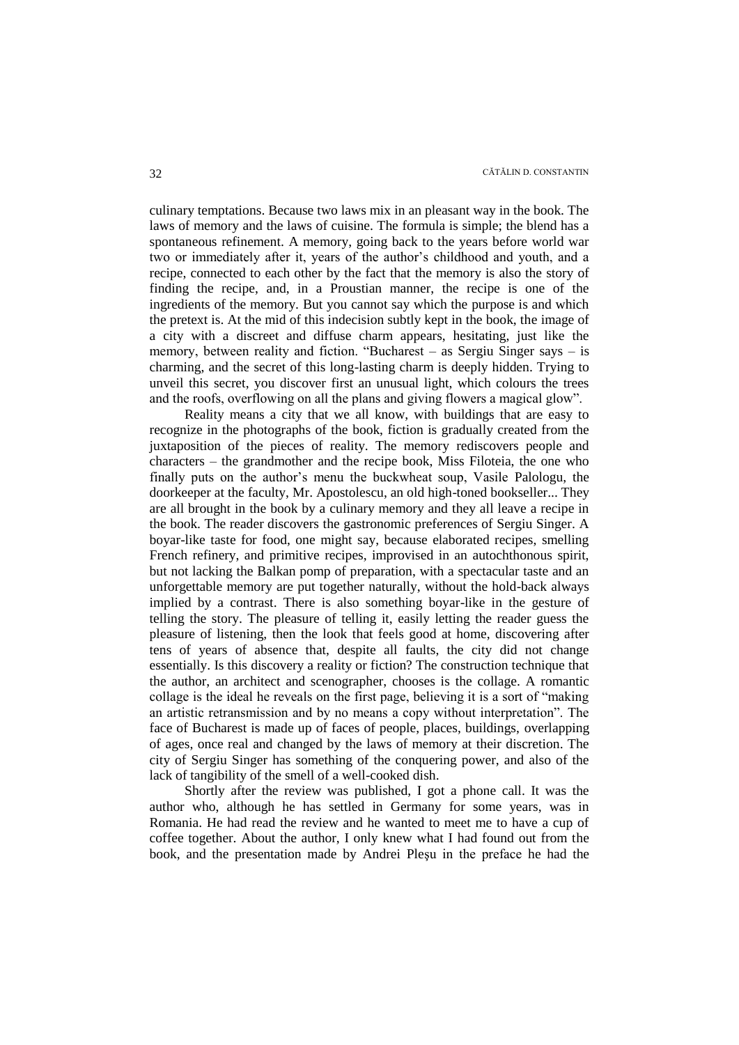culinary temptations. Because two laws mix in an pleasant way in the book. The laws of memory and the laws of cuisine. The formula is simple; the blend has a spontaneous refinement. A memory, going back to the years before world war two or immediately after it, years of the author's childhood and youth, and a recipe, connected to each other by the fact that the memory is also the story of finding the recipe, and, in a Proustian manner, the recipe is one of the ingredients of the memory. But you cannot say which the purpose is and which the pretext is. At the mid of this indecision subtly kept in the book, the image of a city with a discreet and diffuse charm appears, hesitating, just like the memory, between reality and fiction. "Bucharest – as Sergiu Singer says – is charming, and the secret of this long-lasting charm is deeply hidden. Trying to unveil this secret, you discover first an unusual light, which colours the trees and the roofs, overflowing on all the plans and giving flowers a magical glow".

Reality means a city that we all know, with buildings that are easy to recognize in the photographs of the book, fiction is gradually created from the juxtaposition of the pieces of reality. The memory rediscovers people and characters – the grandmother and the recipe book, Miss Filoteia, the one who finally puts on the author's menu the buckwheat soup, Vasile Palologu, the doorkeeper at the faculty, Mr. Apostolescu, an old high-toned bookseller... They are all brought in the book by a culinary memory and they all leave a recipe in the book. The reader discovers the gastronomic preferences of Sergiu Singer. A boyar-like taste for food, one might say, because elaborated recipes, smelling French refinery, and primitive recipes, improvised in an autochthonous spirit, but not lacking the Balkan pomp of preparation, with a spectacular taste and an unforgettable memory are put together naturally, without the hold-back always implied by a contrast. There is also something boyar-like in the gesture of telling the story. The pleasure of telling it, easily letting the reader guess the pleasure of listening, then the look that feels good at home, discovering after tens of years of absence that, despite all faults, the city did not change essentially. Is this discovery a reality or fiction? The construction technique that the author, an architect and scenographer, chooses is the collage. A romantic collage is the ideal he reveals on the first page, believing it is a sort of "making an artistic retransmission and by no means a copy without interpretation". The face of Bucharest is made up of faces of people, places, buildings, overlapping of ages, once real and changed by the laws of memory at their discretion. The city of Sergiu Singer has something of the conquering power, and also of the lack of tangibility of the smell of a well-cooked dish.

Shortly after the review was published, I got a phone call. It was the author who, although he has settled in Germany for some years, was in Romania. He had read the review and he wanted to meet me to have a cup of coffee together. About the author, I only knew what I had found out from the book, and the presentation made by Andrei Pleșu in the preface he had the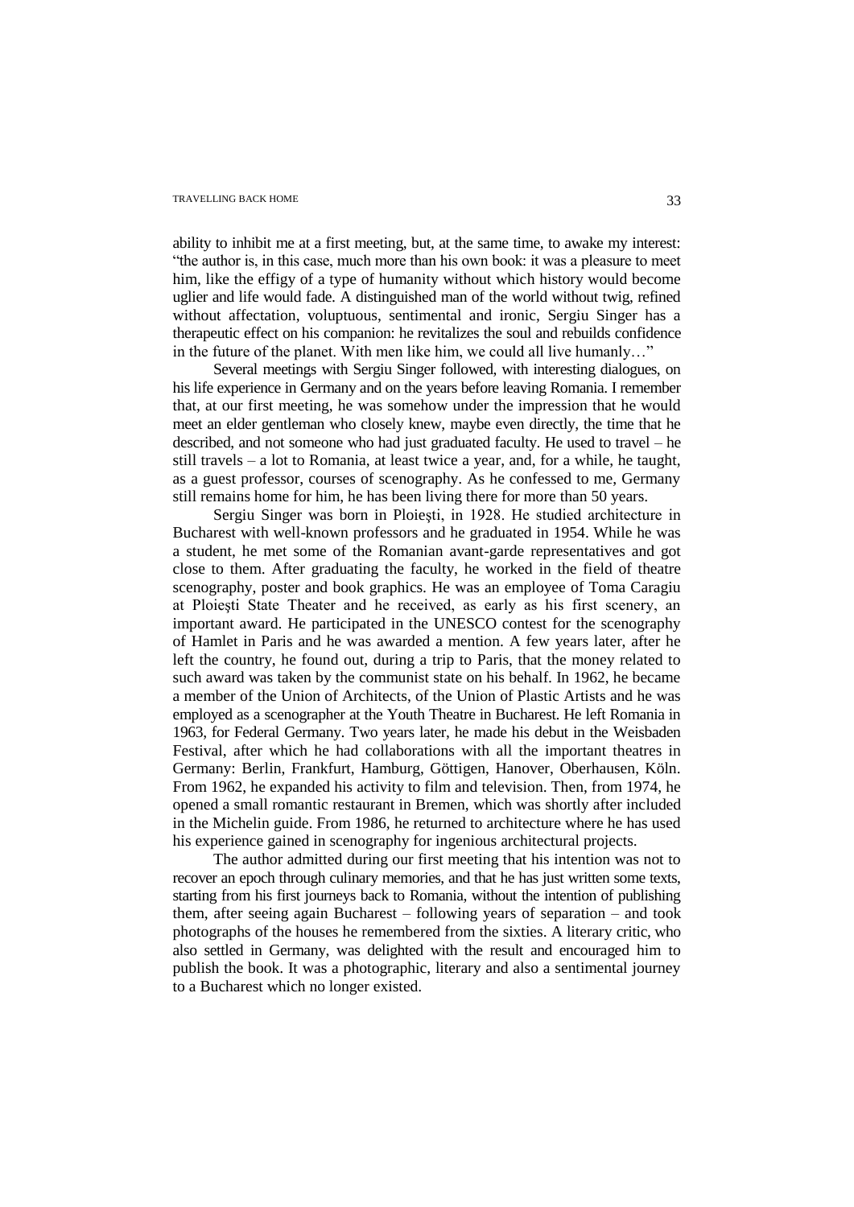ability to inhibit me at a first meeting, but, at the same time, to awake my interest: "the author is, in this case, much more than his own book: it was a pleasure to meet him, like the effigy of a type of humanity without which history would become uglier and life would fade. A distinguished man of the world without twig, refined without affectation, voluptuous, sentimental and ironic, Sergiu Singer has a therapeutic effect on his companion: he revitalizes the soul and rebuilds confidence in the future of the planet. With men like him, we could all live humanly…"

Several meetings with Sergiu Singer followed, with interesting dialogues, on his life experience in Germany and on the years before leaving Romania. I remember that, at our first meeting, he was somehow under the impression that he would meet an elder gentleman who closely knew, maybe even directly, the time that he described, and not someone who had just graduated faculty. He used to travel – he still travels – a lot to Romania, at least twice a year, and, for a while, he taught, as a guest professor, courses of scenography. As he confessed to me, Germany still remains home for him, he has been living there for more than 50 years.

Sergiu Singer was born in Ploieşti, in 1928. He studied architecture in Bucharest with well-known professors and he graduated in 1954. While he was a student, he met some of the Romanian avant-garde representatives and got close to them. After graduating the faculty, he worked in the field of theatre scenography, poster and book graphics. He was an employee of Toma Caragiu at Ploieşti State Theater and he received, as early as his first scenery, an important award. He participated in the UNESCO contest for the scenography of Hamlet in Paris and he was awarded a mention. A few years later, after he left the country, he found out, during a trip to Paris, that the money related to such award was taken by the communist state on his behalf. In 1962, he became a member of the Union of Architects, of the Union of Plastic Artists and he was employed as a scenographer at the Youth Theatre in Bucharest. He left Romania in 1963, for Federal Germany. Two years later, he made his debut in the Weisbaden Festival, after which he had collaborations with all the important theatres in Germany: Berlin, Frankfurt, Hamburg, Göttigen, Hanover, Oberhausen, Köln. From 1962, he expanded his activity to film and television. Then, from 1974, he opened a small romantic restaurant in Bremen, which was shortly after included in the Michelin guide. From 1986, he returned to architecture where he has used his experience gained in scenography for ingenious architectural projects.

The author admitted during our first meeting that his intention was not to recover an epoch through culinary memories, and that he has just written some texts, starting from his first journeys back to Romania, without the intention of publishing them, after seeing again Bucharest – following years of separation – and took photographs of the houses he remembered from the sixties. A literary critic, who also settled in Germany, was delighted with the result and encouraged him to publish the book. It was a photographic, literary and also a sentimental journey to a Bucharest which no longer existed.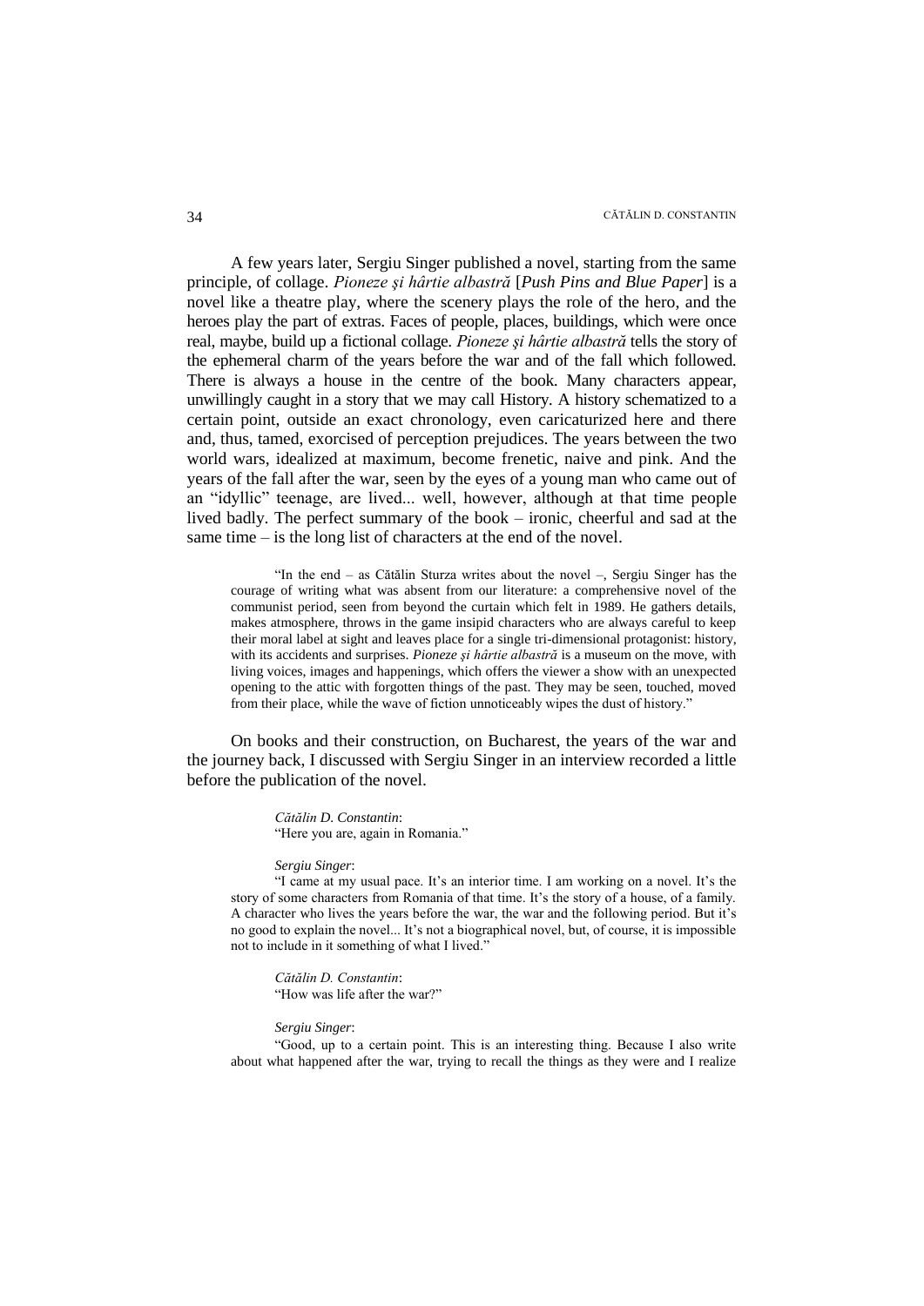A few years later, Sergiu Singer published a novel, starting from the same principle, of collage. *Pioneze şi hârtie albastră* [*Push Pins and Blue Paper*] is a novel like a theatre play, where the scenery plays the role of the hero, and the heroes play the part of extras. Faces of people, places, buildings, which were once real, maybe, build up a fictional collage. *Pioneze şi hârtie albastră* tells the story of the ephemeral charm of the years before the war and of the fall which followed. There is always a house in the centre of the book. Many characters appear, unwillingly caught in a story that we may call History. A history schematized to a certain point, outside an exact chronology, even caricaturized here and there and, thus, tamed, exorcised of perception prejudices. The years between the two world wars, idealized at maximum, become frenetic, naive and pink. And the years of the fall after the war, seen by the eyes of a young man who came out of an "idyllic" teenage, are lived... well, however, although at that time people lived badly. The perfect summary of the book – ironic, cheerful and sad at the same time – is the long list of characters at the end of the novel.

> "In the end – as Cătălin Sturza writes about the novel –, Sergiu Singer has the courage of writing what was absent from our literature: a comprehensive novel of the communist period, seen from beyond the curtain which felt in 1989. He gathers details, makes atmosphere, throws in the game insipid characters who are always careful to keep their moral label at sight and leaves place for a single tri-dimensional protagonist: history, with its accidents and surprises. *Pioneze şi hârtie albastră* is a museum on the move, with living voices, images and happenings, which offers the viewer a show with an unexpected opening to the attic with forgotten things of the past. They may be seen, touched, moved from their place, while the wave of fiction unnoticeably wipes the dust of history."

On books and their construction, on Bucharest, the years of the war and the journey back, I discussed with Sergiu Singer in an interview recorded a little before the publication of the novel.

> *Cătălin D. Constantin*:
> "Here you are, again in Romania."
>
> *Sergiu Singer*:
> "I came at my usual pace. It's an interior time. I am working on a novel. It's the story of some characters from Romania of that time. It's the story of a house, of a family. A character who lives the years before the war, the war and the following period. But it's no good to explain the novel... It's not a biographical novel, but, of course, it is impossible not to include in it something of what I lived."
>
> *Cătălin D. Constantin*:
> "How was life after the war?"
>
> *Sergiu Singer*:
> "Good, up to a certain point. This is an interesting thing. Because I also write about what happened after the war, trying to recall the things as they were and I realize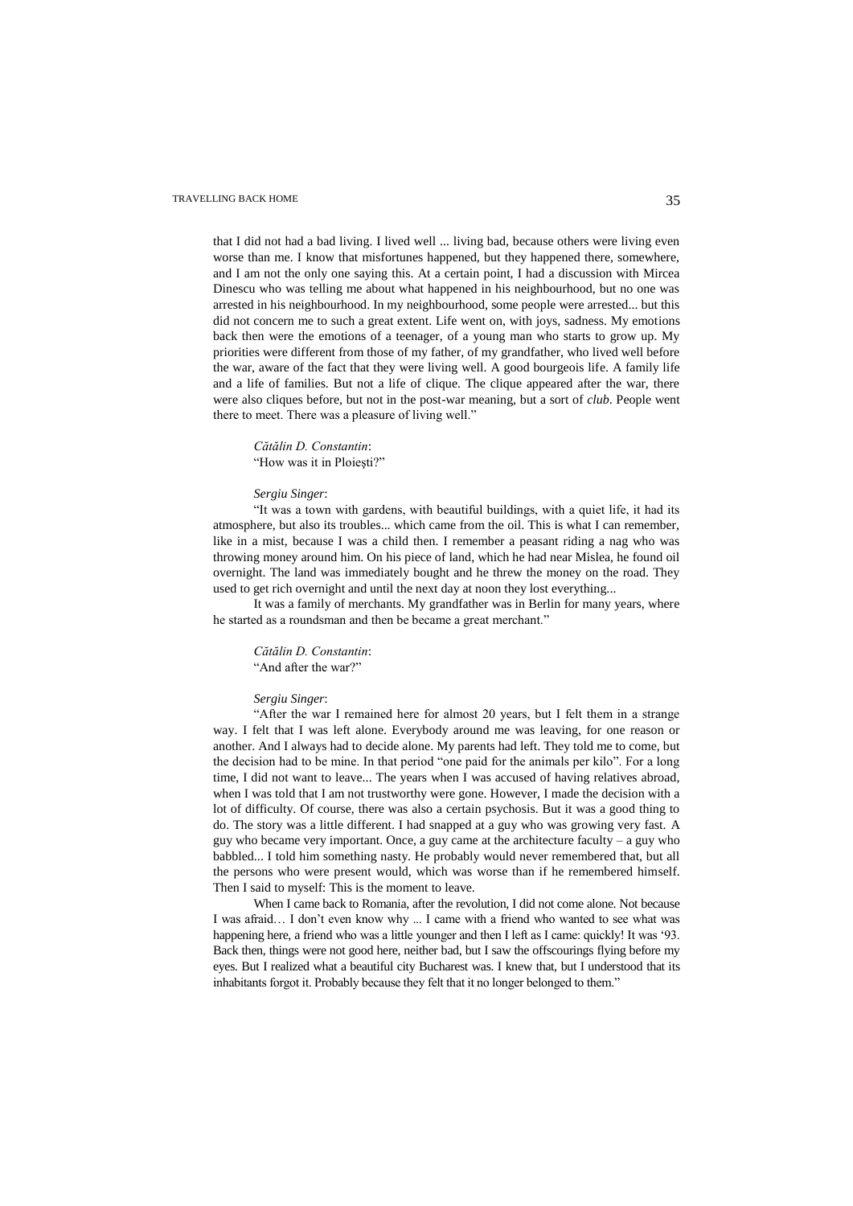that I did not had a bad living. I lived well ... living bad, because others were living even worse than me. I know that misfortunes happened, but they happened there, somewhere, and I am not the only one saying this. At a certain point, I had a discussion with Mircea Dinescu who was telling me about what happened in his neighbourhood, but no one was arrested in his neighbourhood. In my neighbourhood, some people were arrested... but this did not concern me to such a great extent. Life went on, with joys, sadness. My emotions back then were the emotions of a teenager, of a young man who starts to grow up. My priorities were different from those of my father, of my grandfather, who lived well before the war, aware of the fact that they were living well. A good bourgeois life. A family life and a life of families. But not a life of clique. The clique appeared after the war, there were also cliques before, but not in the post-war meaning, but a sort of *club*. People went there to meet. There was a pleasure of living well."

*Cătălin D. Constantin*:
"How was it in Ploieşti?"

*Sergiu Singer*:
"It was a town with gardens, with beautiful buildings, with a quiet life, it had its atmosphere, but also its troubles... which came from the oil. This is what I can remember, like in a mist, because I was a child then. I remember a peasant riding a nag who was throwing money around him. On his piece of land, which he had near Mislea, he found oil overnight. The land was immediately bought and he threw the money on the road. They used to get rich overnight and until the next day at noon they lost everything...

It was a family of merchants. My grandfather was in Berlin for many years, where he started as a roundsman and then be became a great merchant."

*Cătălin D. Constantin*:
"And after the war?"

*Sergiu Singer*:
"After the war I remained here for almost 20 years, but I felt them in a strange way. I felt that I was left alone. Everybody around me was leaving, for one reason or another. And I always had to decide alone. My parents had left. They told me to come, but the decision had to be mine. In that period "one paid for the animals per kilo". For a long time, I did not want to leave... The years when I was accused of having relatives abroad, when I was told that I am not trustworthy were gone. However, I made the decision with a lot of difficulty. Of course, there was also a certain psychosis. But it was a good thing to do. The story was a little different. I had snapped at a guy who was growing very fast. A guy who became very important. Once, a guy came at the architecture faculty – a guy who babbled... I told him something nasty. He probably would never remembered that, but all the persons who were present would, which was worse than if he remembered himself. Then I said to myself: This is the moment to leave.

When I came back to Romania, after the revolution, I did not come alone. Not because I was afraid… I don't even know why ... I came with a friend who wanted to see what was happening here, a friend who was a little younger and then I left as I came: quickly! It was '93. Back then, things were not good here, neither bad, but I saw the offscourings flying before my eyes. But I realized what a beautiful city Bucharest was. I knew that, but I understood that its inhabitants forgot it. Probably because they felt that it no longer belonged to them."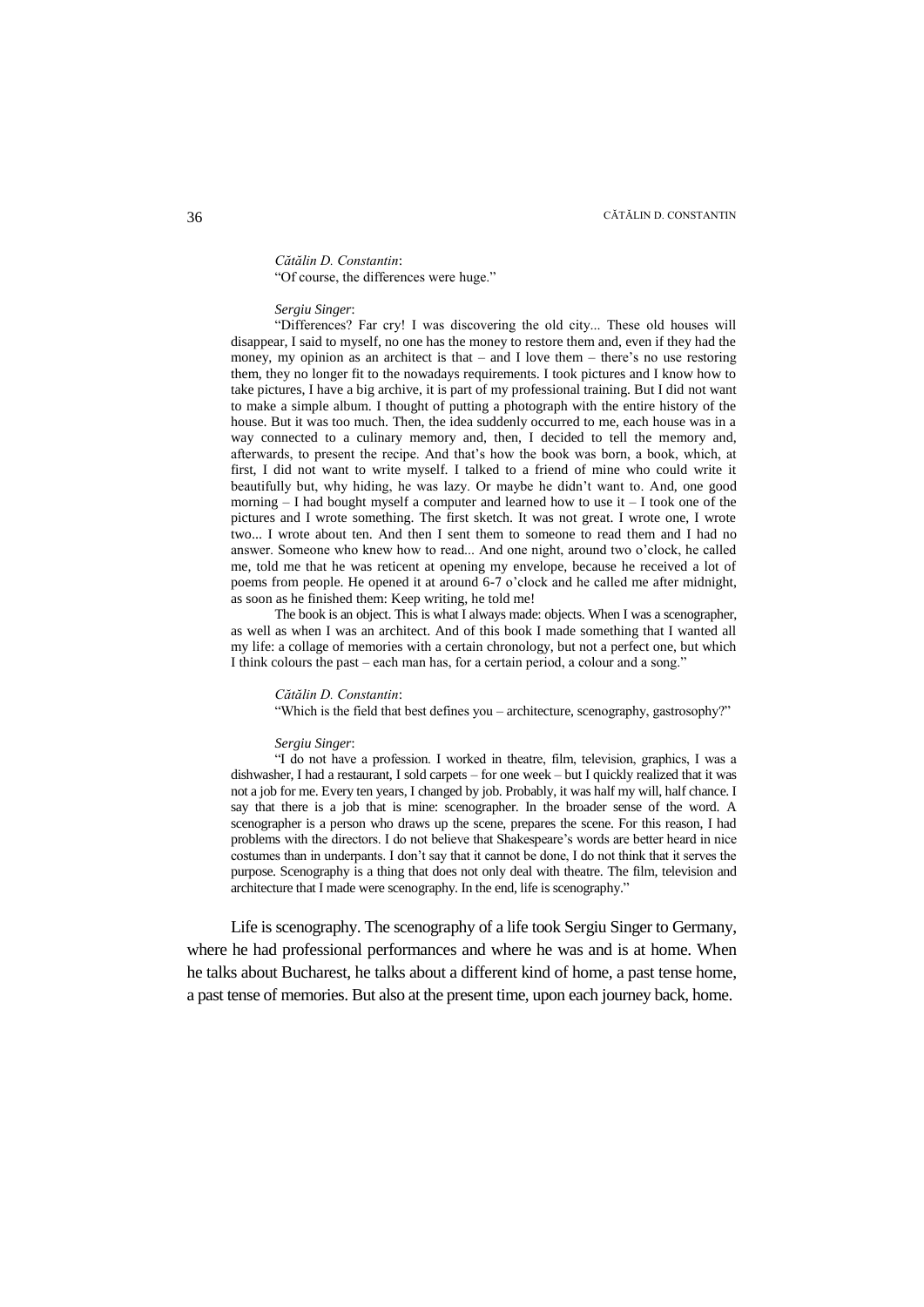*Cătălin D. Constantin*:

"Of course, the differences were huge."

*Sergiu Singer*:

"Differences? Far cry! I was discovering the old city... These old houses will disappear, I said to myself, no one has the money to restore them and, even if they had the money, my opinion as an architect is that – and I love them – there's no use restoring them, they no longer fit to the nowadays requirements. I took pictures and I know how to take pictures, I have a big archive, it is part of my professional training. But I did not want to make a simple album. I thought of putting a photograph with the entire history of the house. But it was too much. Then, the idea suddenly occurred to me, each house was in a way connected to a culinary memory and, then, I decided to tell the memory and, afterwards, to present the recipe. And that's how the book was born, a book, which, at first, I did not want to write myself. I talked to a friend of mine who could write it beautifully but, why hiding, he was lazy. Or maybe he didn't want to. And, one good morning – I had bought myself a computer and learned how to use it – I took one of the pictures and I wrote something. The first sketch. It was not great. I wrote one, I wrote two... I wrote about ten. And then I sent them to someone to read them and I had no answer. Someone who knew how to read... And one night, around two o'clock, he called me, told me that he was reticent at opening my envelope, because he received a lot of poems from people. He opened it at around 6-7 o'clock and he called me after midnight, as soon as he finished them: Keep writing, he told me!

The book is an object. This is what I always made: objects. When I was a scenographer, as well as when I was an architect. And of this book I made something that I wanted all my life: a collage of memories with a certain chronology, but not a perfect one, but which I think colours the past – each man has, for a certain period, a colour and a song."

*Cătălin D. Constantin*:

"Which is the field that best defines you – architecture, scenography, gastrosophy?"

*Sergiu Singer*:

"I do not have a profession. I worked in theatre, film, television, graphics, I was a dishwasher, I had a restaurant, I sold carpets – for one week – but I quickly realized that it was not a job for me. Every ten years, I changed by job. Probably, it was half my will, half chance. I say that there is a job that is mine: scenographer. In the broader sense of the word. A scenographer is a person who draws up the scene, prepares the scene. For this reason, I had problems with the directors. I do not believe that Shakespeare's words are better heard in nice costumes than in underpants. I don't say that it cannot be done, I do not think that it serves the purpose. Scenography is a thing that does not only deal with theatre. The film, television and architecture that I made were scenography. In the end, life is scenography."

Life is scenography. The scenography of a life took Sergiu Singer to Germany, where he had professional performances and where he was and is at home. When he talks about Bucharest, he talks about a different kind of home, a past tense home, a past tense of memories. But also at the present time, upon each journey back, home.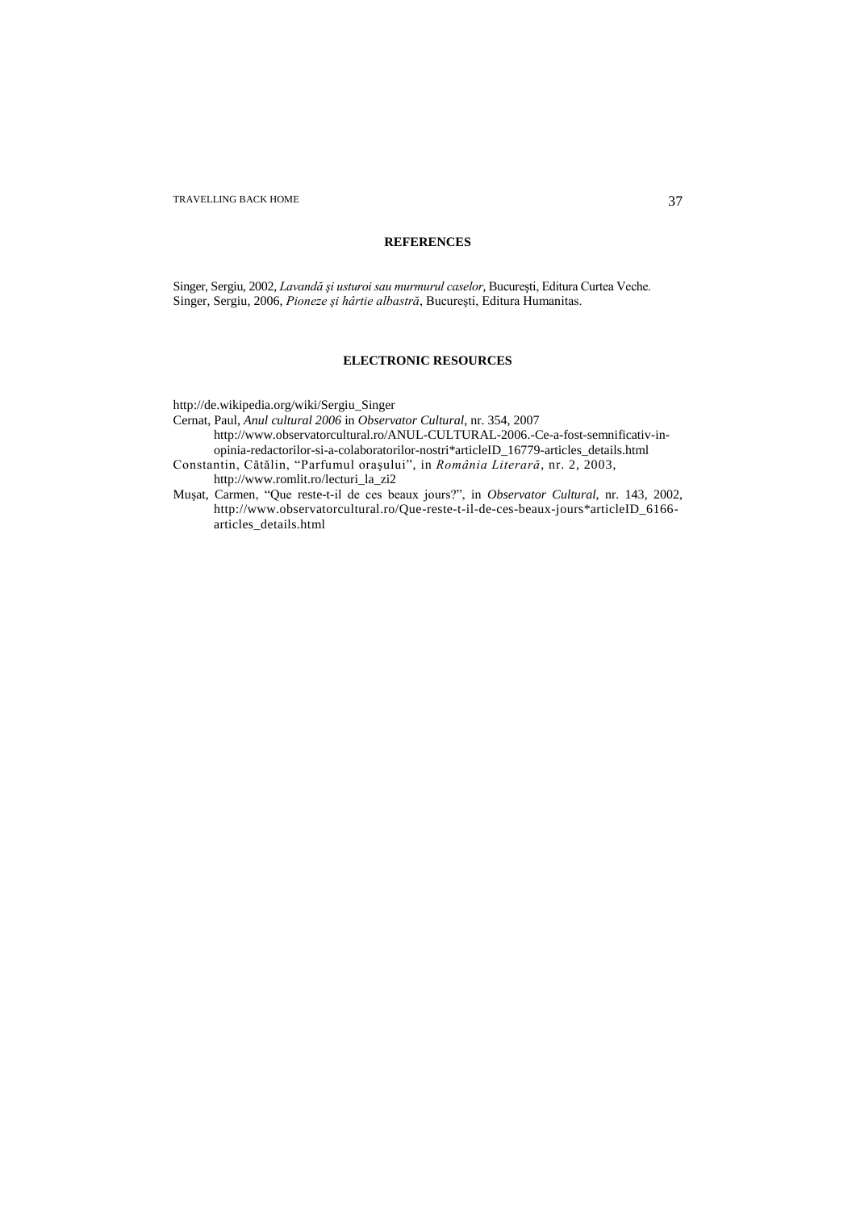## REFERENCES

Singer, Sergiu, 2002, *Lavandă şi usturoi sau murmurul caselor*, Bucureşti, Editura Curtea Veche.
Singer, Sergiu, 2006, *Pioneze şi hârtie albastră*, Bucureşti, Editura Humanitas.

## ELECTRONIC RESOURCES

http://de.wikipedia.org/wiki/Sergiu_Singer

Cernat, Paul, *Anul cultural 2006* in *Observator Cultural*, nr. 354, 2007 http://www.observatorcultural.ro/ANUL-CULTURAL-2006.-Ce-a-fost-semnificativ-in-opinia-redactorilor-si-a-colaboratorilor-nostri*articleID_16779-articles_details.html

Constantin, Cătălin, "Parfumul oraşului", in *România Literară*, nr. 2, 2003, http://www.romlit.ro/lecturi_la_zi2

Muşat, Carmen, "Que reste-t-il de ces beaux jours?", in *Observator Cultural*, nr. 143, 2002, http://www.observatorcultural.ro/Que-reste-t-il-de-ces-beaux-jours*articleID_6166-articles_details.html